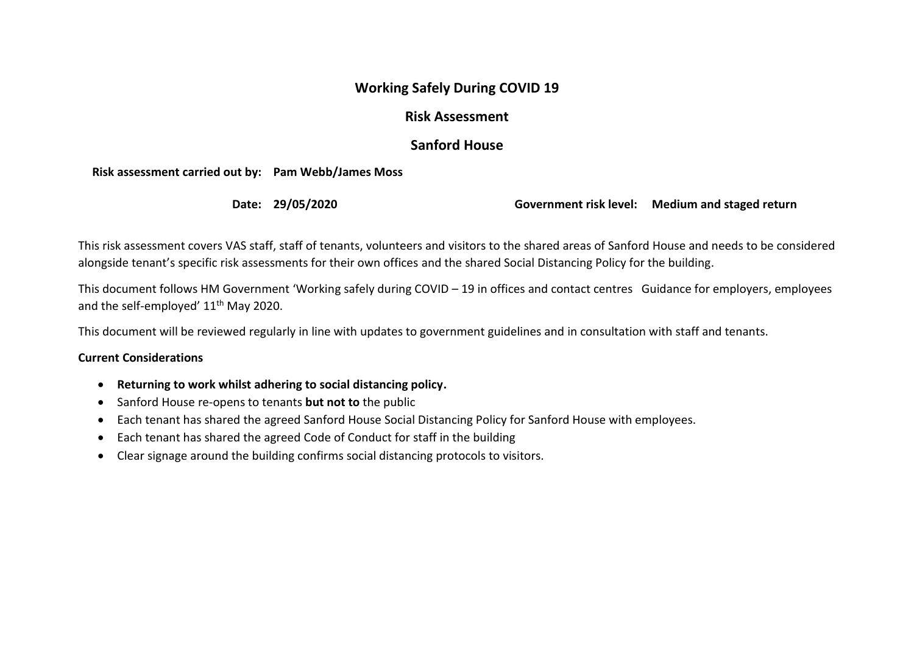# Working Safely During COVID 19

## Risk Assessment

## Sanford House

**Risk assessment carried out by: Pam Webb/James Moss**

**Date: 29/05/2020** **Government risk level: Medium and staged return**

This risk assessment covers VAS staff, staff of tenants, volunteers and visitors to the shared areas of Sanford House and needs to be considered alongside tenant's specific risk assessments for their own offices and the shared Social Distancing Policy for the building.

This document follows HM Government 'Working safely during COVID – 19 in offices and contact centres Guidance for employers, employees and the self-employed' 11th May 2020.

This document will be reviewed regularly in line with updates to government guidelines and in consultation with staff and tenants.

**Current Considerations**

- **Returning to work whilst adhering to social distancing policy.**
- Sanford House re-opens to tenants **but not to** the public
- Each tenant has shared the agreed Sanford House Social Distancing Policy for Sanford House with employees.
- Each tenant has shared the agreed Code of Conduct for staff in the building
- Clear signage around the building confirms social distancing protocols to visitors.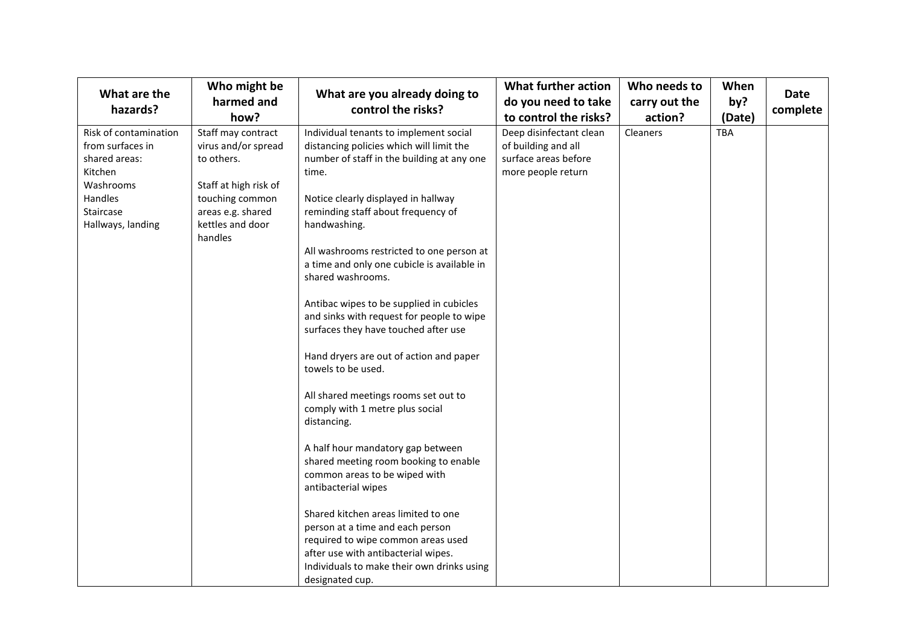| What are the hazards? | Who might be harmed and how? | What are you already doing to control the risks? | What further action do you need to take to control the risks? | Who needs to carry out the action? | When by? (Date) | Date complete |
|---|---|---|---|---|---|---|
| Risk of contamination from surfaces in shared areas:<br>Kitchen<br>Washrooms<br>Handles<br>Staircase<br>Hallways, landing | Staff may contract virus and/or spread to others.<br><br>Staff at high risk of touching common areas e.g. shared kettles and door handles | Individual tenants to implement social distancing policies which will limit the number of staff in the building at any one time.<br><br>Notice clearly displayed in hallway reminding staff about frequency of handwashing.<br><br>All washrooms restricted to one person at a time and only one cubicle is available in shared washrooms.<br><br>Antibac wipes to be supplied in cubicles and sinks with request for people to wipe surfaces they have touched after use<br><br>Hand dryers are out of action and paper towels to be used.<br><br>All shared meetings rooms set out to comply with 1 metre plus social distancing.<br><br>A half hour mandatory gap between shared meeting room booking to enable common areas to be wiped with antibacterial wipes<br><br>Shared kitchen areas limited to one person at a time and each person required to wipe common areas used after use with antibacterial wipes. Individuals to make their own drinks using designated cup. | Deep disinfectant clean of building and all surface areas before more people return | Cleaners | TBA | |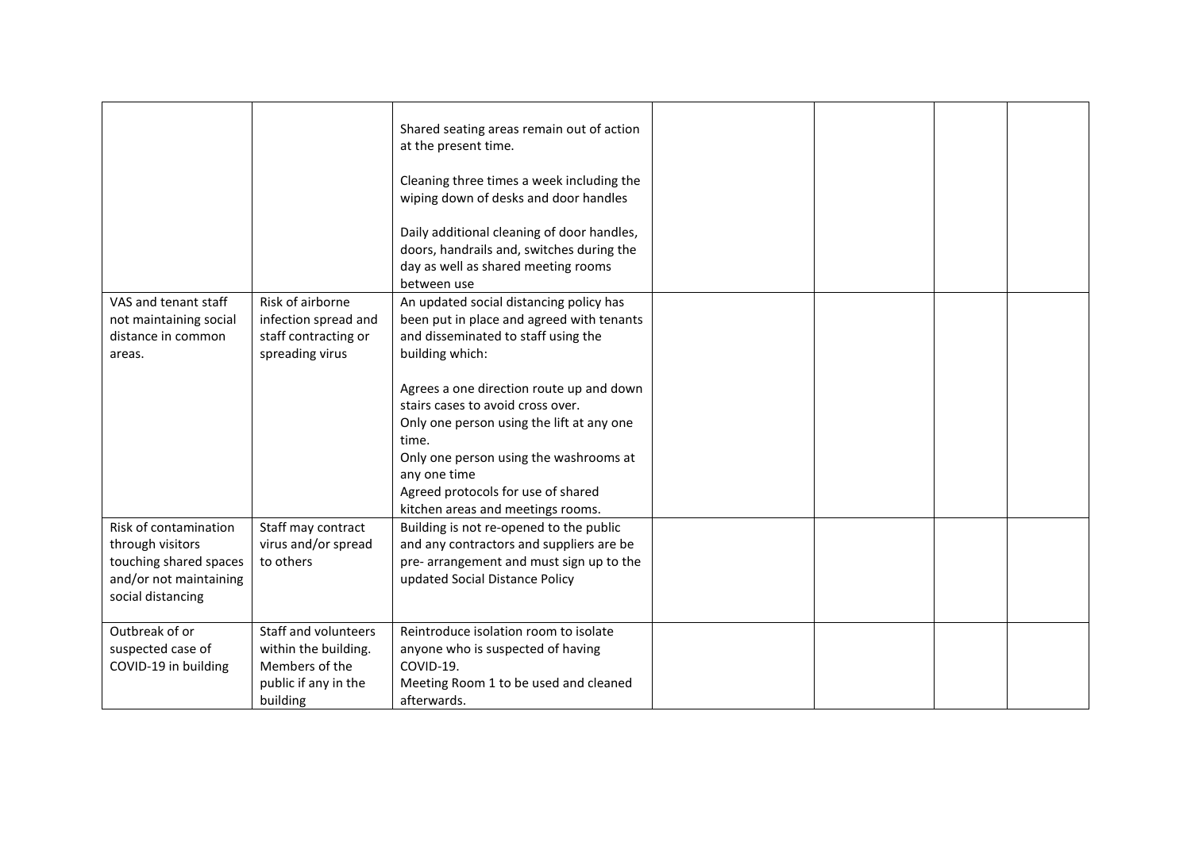| | | | | | | |
|---|---|---|---|---|---|---|
| | | Shared seating areas remain out of action at the present time.<br><br>Cleaning three times a week including the wiping down of desks and door handles<br><br>Daily additional cleaning of door handles, doors, handrails and, switches during the day as well as shared meeting rooms between use | | | | |
| VAS and tenant staff not maintaining social distance in common areas. | Risk of airborne infection spread and staff contracting or spreading virus | An updated social distancing policy has been put in place and agreed with tenants and disseminated to staff using the building which:<br><br>Agrees a one direction route up and down stairs cases to avoid cross over.<br>Only one person using the lift at any one time.<br>Only one person using the washrooms at any one time<br>Agreed protocols for use of shared kitchen areas and meetings rooms. | | | | |
| Risk of contamination through visitors touching shared spaces and/or not maintaining social distancing | Staff may contract virus and/or spread to others | Building is not re-opened to the public and any contractors and suppliers are be pre- arrangement and must sign up to the updated Social Distance Policy | | | | |
| Outbreak of or suspected case of COVID-19 in building | Staff and volunteers within the building. Members of the public if any in the building | Reintroduce isolation room to isolate anyone who is suspected of having COVID-19.<br>Meeting Room 1 to be used and cleaned afterwards. | | | | |